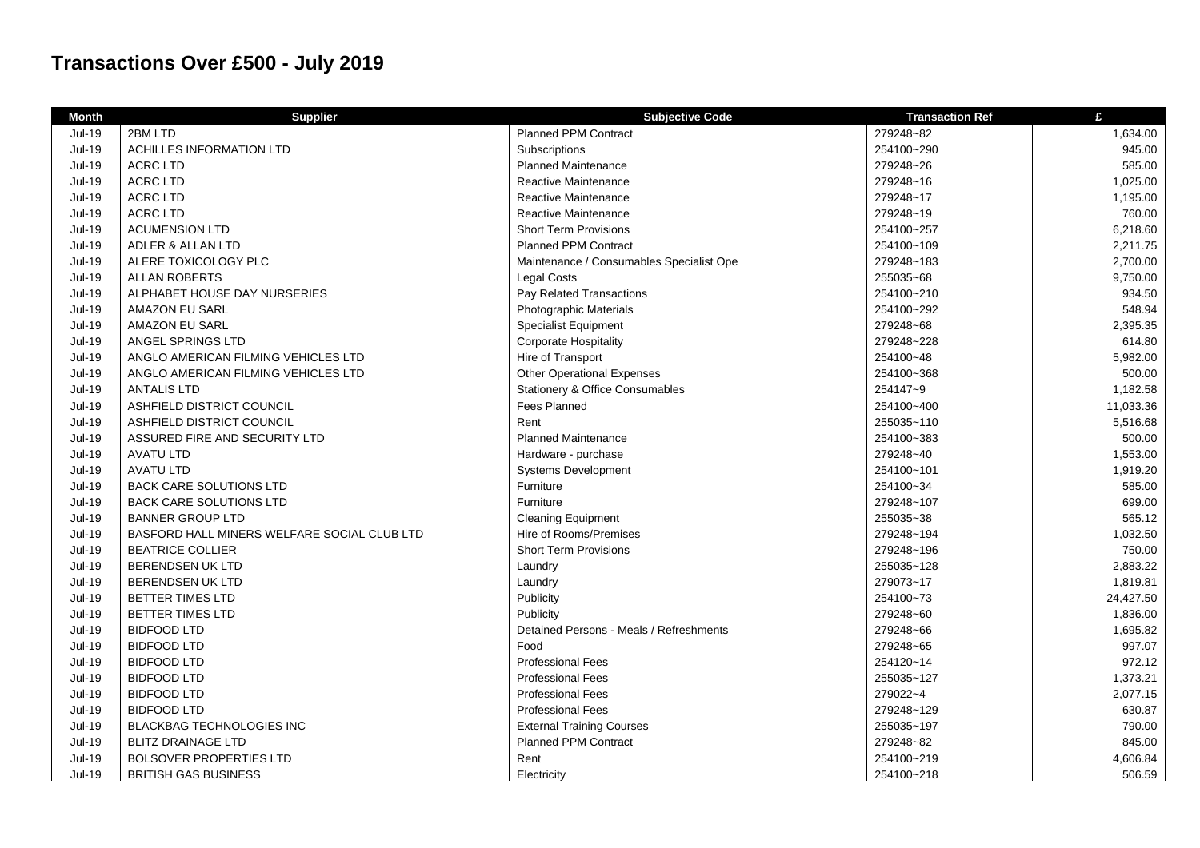# Transactions Over £500 - July 2019

| Month | Supplier | Subjective Code | Transaction Ref | £ |
|---|---|---|---|---|
| Jul-19 | 2BM LTD | Planned PPM Contract | 279248~82 | 1,634.00 |
| Jul-19 | ACHILLES INFORMATION LTD | Subscriptions | 254100~290 | 945.00 |
| Jul-19 | ACRC LTD | Planned Maintenance | 279248~26 | 585.00 |
| Jul-19 | ACRC LTD | Reactive Maintenance | 279248~16 | 1,025.00 |
| Jul-19 | ACRC LTD | Reactive Maintenance | 279248~17 | 1,195.00 |
| Jul-19 | ACRC LTD | Reactive Maintenance | 279248~19 | 760.00 |
| Jul-19 | ACUMENSION LTD | Short Term Provisions | 254100~257 | 6,218.60 |
| Jul-19 | ADLER & ALLAN LTD | Planned PPM Contract | 254100~109 | 2,211.75 |
| Jul-19 | ALERE TOXICOLOGY PLC | Maintenance / Consumables Specialist Ope | 279248~183 | 2,700.00 |
| Jul-19 | ALLAN ROBERTS | Legal Costs | 255035~68 | 9,750.00 |
| Jul-19 | ALPHABET HOUSE DAY NURSERIES | Pay Related Transactions | 254100~210 | 934.50 |
| Jul-19 | AMAZON EU SARL | Photographic Materials | 254100~292 | 548.94 |
| Jul-19 | AMAZON EU SARL | Specialist Equipment | 279248~68 | 2,395.35 |
| Jul-19 | ANGEL SPRINGS LTD | Corporate Hospitality | 279248~228 | 614.80 |
| Jul-19 | ANGLO AMERICAN FILMING VEHICLES LTD | Hire of Transport | 254100~48 | 5,982.00 |
| Jul-19 | ANGLO AMERICAN FILMING VEHICLES LTD | Other Operational Expenses | 254100~368 | 500.00 |
| Jul-19 | ANTALIS LTD | Stationery & Office Consumables | 254147~9 | 1,182.58 |
| Jul-19 | ASHFIELD DISTRICT COUNCIL | Fees Planned | 254100~400 | 11,033.36 |
| Jul-19 | ASHFIELD DISTRICT COUNCIL | Rent | 255035~110 | 5,516.68 |
| Jul-19 | ASSURED FIRE AND SECURITY LTD | Planned Maintenance | 254100~383 | 500.00 |
| Jul-19 | AVATU LTD | Hardware - purchase | 279248~40 | 1,553.00 |
| Jul-19 | AVATU LTD | Systems Development | 254100~101 | 1,919.20 |
| Jul-19 | BACK CARE SOLUTIONS LTD | Furniture | 254100~34 | 585.00 |
| Jul-19 | BACK CARE SOLUTIONS LTD | Furniture | 279248~107 | 699.00 |
| Jul-19 | BANNER GROUP LTD | Cleaning Equipment | 255035~38 | 565.12 |
| Jul-19 | BASFORD HALL MINERS WELFARE SOCIAL CLUB LTD | Hire of Rooms/Premises | 279248~194 | 1,032.50 |
| Jul-19 | BEATRICE COLLIER | Short Term Provisions | 279248~196 | 750.00 |
| Jul-19 | BERENDSEN UK LTD | Laundry | 255035~128 | 2,883.22 |
| Jul-19 | BERENDSEN UK LTD | Laundry | 279073~17 | 1,819.81 |
| Jul-19 | BETTER TIMES LTD | Publicity | 254100~73 | 24,427.50 |
| Jul-19 | BETTER TIMES LTD | Publicity | 279248~60 | 1,836.00 |
| Jul-19 | BIDFOOD LTD | Detained Persons - Meals / Refreshments | 279248~66 | 1,695.82 |
| Jul-19 | BIDFOOD LTD | Food | 279248~65 | 997.07 |
| Jul-19 | BIDFOOD LTD | Professional Fees | 254120~14 | 972.12 |
| Jul-19 | BIDFOOD LTD | Professional Fees | 255035~127 | 1,373.21 |
| Jul-19 | BIDFOOD LTD | Professional Fees | 279022~4 | 2,077.15 |
| Jul-19 | BIDFOOD LTD | Professional Fees | 279248~129 | 630.87 |
| Jul-19 | BLACKBAG TECHNOLOGIES INC | External Training Courses | 255035~197 | 790.00 |
| Jul-19 | BLITZ DRAINAGE LTD | Planned PPM Contract | 279248~82 | 845.00 |
| Jul-19 | BOLSOVER PROPERTIES LTD | Rent | 254100~219 | 4,606.84 |
| Jul-19 | BRITISH GAS BUSINESS | Electricity | 254100~218 | 506.59 |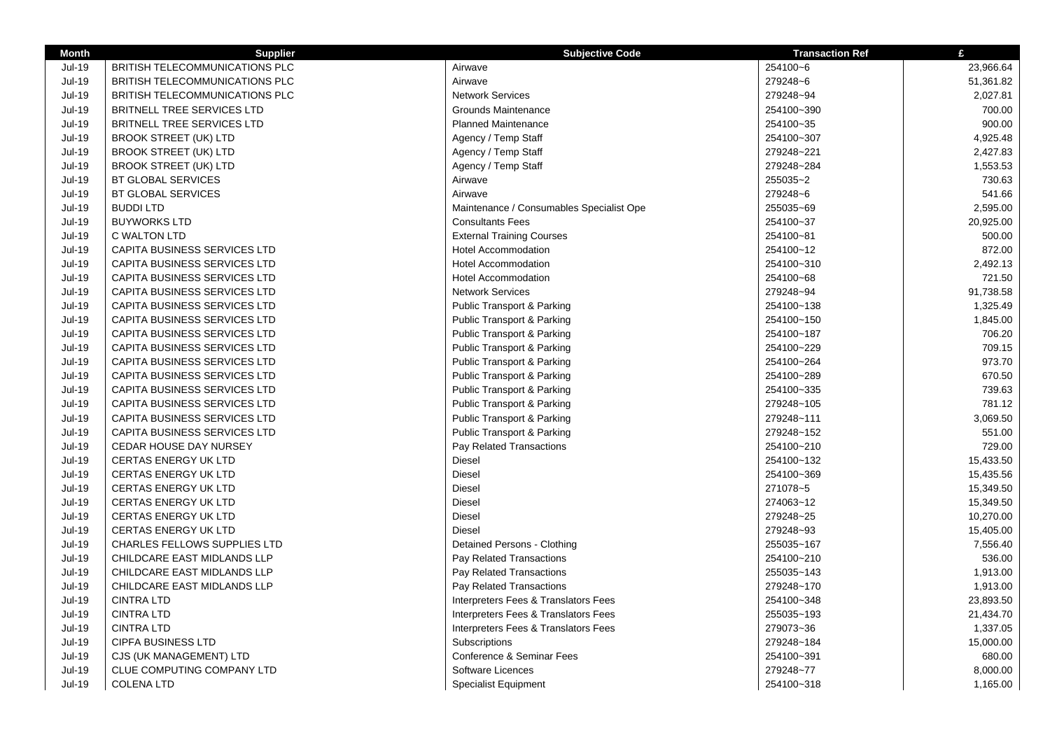| Month | Supplier | Subjective Code | Transaction Ref | £ |
|---|---|---|---|---|
| Jul-19 | BRITISH TELECOMMUNICATIONS PLC | Airwave | 254100~6 | 23,966.64 |
| Jul-19 | BRITISH TELECOMMUNICATIONS PLC | Airwave | 279248~6 | 51,361.82 |
| Jul-19 | BRITISH TELECOMMUNICATIONS PLC | Network Services | 279248~94 | 2,027.81 |
| Jul-19 | BRITNELL TREE SERVICES LTD | Grounds Maintenance | 254100~390 | 700.00 |
| Jul-19 | BRITNELL TREE SERVICES LTD | Planned Maintenance | 254100~35 | 900.00 |
| Jul-19 | BROOK STREET (UK) LTD | Agency / Temp Staff | 254100~307 | 4,925.48 |
| Jul-19 | BROOK STREET (UK) LTD | Agency / Temp Staff | 279248~221 | 2,427.83 |
| Jul-19 | BROOK STREET (UK) LTD | Agency / Temp Staff | 279248~284 | 1,553.53 |
| Jul-19 | BT GLOBAL SERVICES | Airwave | 255035~2 | 730.63 |
| Jul-19 | BT GLOBAL SERVICES | Airwave | 279248~6 | 541.66 |
| Jul-19 | BUDDI LTD | Maintenance / Consumables Specialist Ope | 255035~69 | 2,595.00 |
| Jul-19 | BUYWORKS LTD | Consultants Fees | 254100~37 | 20,925.00 |
| Jul-19 | C WALTON LTD | External Training Courses | 254100~81 | 500.00 |
| Jul-19 | CAPITA BUSINESS SERVICES LTD | Hotel Accommodation | 254100~12 | 872.00 |
| Jul-19 | CAPITA BUSINESS SERVICES LTD | Hotel Accommodation | 254100~310 | 2,492.13 |
| Jul-19 | CAPITA BUSINESS SERVICES LTD | Hotel Accommodation | 254100~68 | 721.50 |
| Jul-19 | CAPITA BUSINESS SERVICES LTD | Network Services | 279248~94 | 91,738.58 |
| Jul-19 | CAPITA BUSINESS SERVICES LTD | Public Transport & Parking | 254100~138 | 1,325.49 |
| Jul-19 | CAPITA BUSINESS SERVICES LTD | Public Transport & Parking | 254100~150 | 1,845.00 |
| Jul-19 | CAPITA BUSINESS SERVICES LTD | Public Transport & Parking | 254100~187 | 706.20 |
| Jul-19 | CAPITA BUSINESS SERVICES LTD | Public Transport & Parking | 254100~229 | 709.15 |
| Jul-19 | CAPITA BUSINESS SERVICES LTD | Public Transport & Parking | 254100~264 | 973.70 |
| Jul-19 | CAPITA BUSINESS SERVICES LTD | Public Transport & Parking | 254100~289 | 670.50 |
| Jul-19 | CAPITA BUSINESS SERVICES LTD | Public Transport & Parking | 254100~335 | 739.63 |
| Jul-19 | CAPITA BUSINESS SERVICES LTD | Public Transport & Parking | 279248~105 | 781.12 |
| Jul-19 | CAPITA BUSINESS SERVICES LTD | Public Transport & Parking | 279248~111 | 3,069.50 |
| Jul-19 | CAPITA BUSINESS SERVICES LTD | Public Transport & Parking | 279248~152 | 551.00 |
| Jul-19 | CEDAR HOUSE DAY NURSEY | Pay Related Transactions | 254100~210 | 729.00 |
| Jul-19 | CERTAS ENERGY UK LTD | Diesel | 254100~132 | 15,433.50 |
| Jul-19 | CERTAS ENERGY UK LTD | Diesel | 254100~369 | 15,435.56 |
| Jul-19 | CERTAS ENERGY UK LTD | Diesel | 271078~5 | 15,349.50 |
| Jul-19 | CERTAS ENERGY UK LTD | Diesel | 274063~12 | 15,349.50 |
| Jul-19 | CERTAS ENERGY UK LTD | Diesel | 279248~25 | 10,270.00 |
| Jul-19 | CERTAS ENERGY UK LTD | Diesel | 279248~93 | 15,405.00 |
| Jul-19 | CHARLES FELLOWS SUPPLIES LTD | Detained Persons - Clothing | 255035~167 | 7,556.40 |
| Jul-19 | CHILDCARE EAST MIDLANDS LLP | Pay Related Transactions | 254100~210 | 536.00 |
| Jul-19 | CHILDCARE EAST MIDLANDS LLP | Pay Related Transactions | 255035~143 | 1,913.00 |
| Jul-19 | CHILDCARE EAST MIDLANDS LLP | Pay Related Transactions | 279248~170 | 1,913.00 |
| Jul-19 | CINTRA LTD | Interpreters Fees & Translators Fees | 254100~348 | 23,893.50 |
| Jul-19 | CINTRA LTD | Interpreters Fees & Translators Fees | 255035~193 | 21,434.70 |
| Jul-19 | CINTRA LTD | Interpreters Fees & Translators Fees | 279073~36 | 1,337.05 |
| Jul-19 | CIPFA BUSINESS LTD | Subscriptions | 279248~184 | 15,000.00 |
| Jul-19 | CJS (UK MANAGEMENT) LTD | Conference & Seminar Fees | 254100~391 | 680.00 |
| Jul-19 | CLUE COMPUTING COMPANY LTD | Software Licences | 279248~77 | 8,000.00 |
| Jul-19 | COLENA LTD | Specialist Equipment | 254100~318 | 1,165.00 |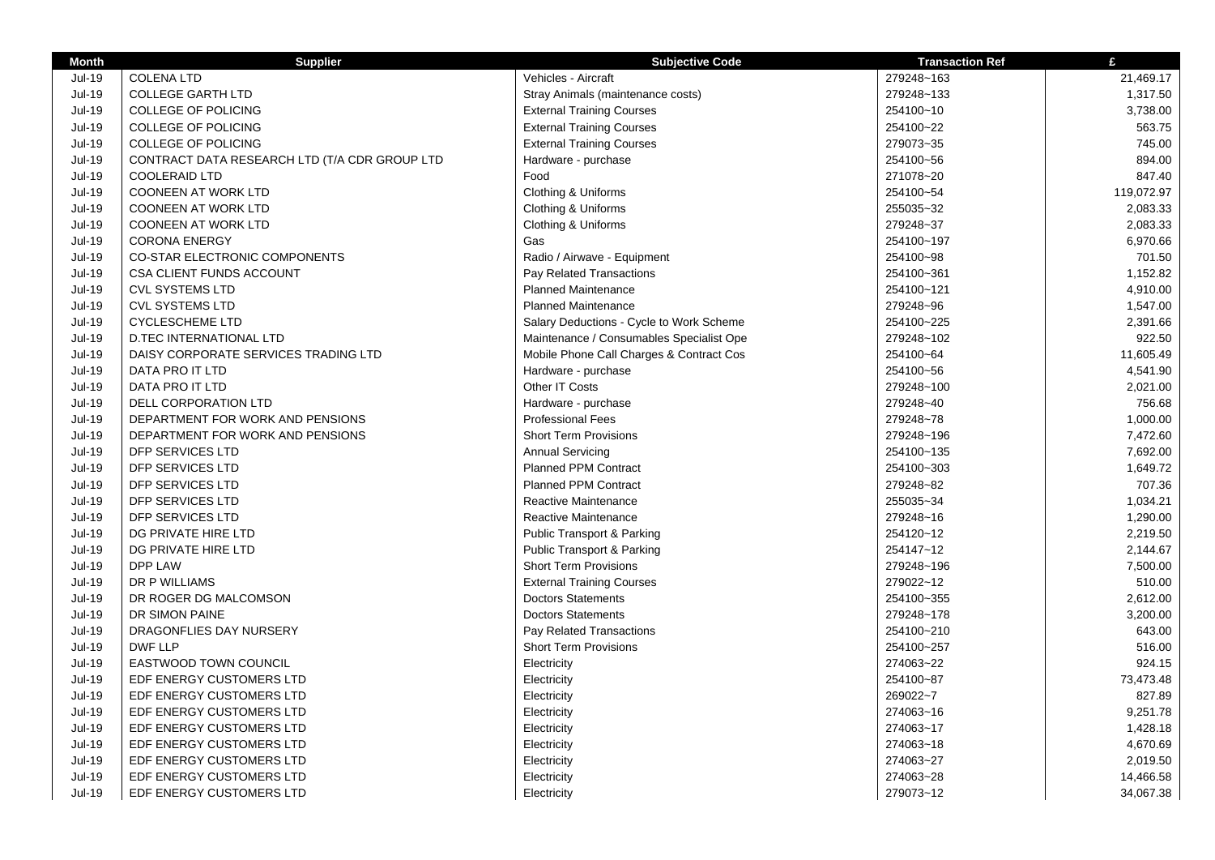| Month | Supplier | Subjective Code | Transaction Ref | £ |
|---|---|---|---|---|
| Jul-19 | COLENA LTD | Vehicles - Aircraft | 279248~163 | 21,469.17 |
| Jul-19 | COLLEGE GARTH LTD | Stray Animals (maintenance costs) | 279248~133 | 1,317.50 |
| Jul-19 | COLLEGE OF POLICING | External Training Courses | 254100~10 | 3,738.00 |
| Jul-19 | COLLEGE OF POLICING | External Training Courses | 254100~22 | 563.75 |
| Jul-19 | COLLEGE OF POLICING | External Training Courses | 279073~35 | 745.00 |
| Jul-19 | CONTRACT DATA RESEARCH LTD (T/A CDR GROUP LTD | Hardware - purchase | 254100~56 | 894.00 |
| Jul-19 | COOLERAID LTD | Food | 271078~20 | 847.40 |
| Jul-19 | COONEEN AT WORK LTD | Clothing & Uniforms | 254100~54 | 119,072.97 |
| Jul-19 | COONEEN AT WORK LTD | Clothing & Uniforms | 255035~32 | 2,083.33 |
| Jul-19 | COONEEN AT WORK LTD | Clothing & Uniforms | 279248~37 | 2,083.33 |
| Jul-19 | CORONA ENERGY | Gas | 254100~197 | 6,970.66 |
| Jul-19 | CO-STAR ELECTRONIC COMPONENTS | Radio / Airwave - Equipment | 254100~98 | 701.50 |
| Jul-19 | CSA CLIENT FUNDS ACCOUNT | Pay Related Transactions | 254100~361 | 1,152.82 |
| Jul-19 | CVL SYSTEMS LTD | Planned Maintenance | 254100~121 | 4,910.00 |
| Jul-19 | CVL SYSTEMS LTD | Planned Maintenance | 279248~96 | 1,547.00 |
| Jul-19 | CYCLESCHEME LTD | Salary Deductions - Cycle to Work Scheme | 254100~225 | 2,391.66 |
| Jul-19 | D.TEC INTERNATIONAL LTD | Maintenance / Consumables Specialist Ope | 279248~102 | 922.50 |
| Jul-19 | DAISY CORPORATE SERVICES TRADING LTD | Mobile Phone Call Charges & Contract Cos | 254100~64 | 11,605.49 |
| Jul-19 | DATA PRO IT LTD | Hardware - purchase | 254100~56 | 4,541.90 |
| Jul-19 | DATA PRO IT LTD | Other IT Costs | 279248~100 | 2,021.00 |
| Jul-19 | DELL CORPORATION LTD | Hardware - purchase | 279248~40 | 756.68 |
| Jul-19 | DEPARTMENT FOR WORK AND PENSIONS | Professional Fees | 279248~78 | 1,000.00 |
| Jul-19 | DEPARTMENT FOR WORK AND PENSIONS | Short Term Provisions | 279248~196 | 7,472.60 |
| Jul-19 | DFP SERVICES LTD | Annual Servicing | 254100~135 | 7,692.00 |
| Jul-19 | DFP SERVICES LTD | Planned PPM Contract | 254100~303 | 1,649.72 |
| Jul-19 | DFP SERVICES LTD | Planned PPM Contract | 279248~82 | 707.36 |
| Jul-19 | DFP SERVICES LTD | Reactive Maintenance | 255035~34 | 1,034.21 |
| Jul-19 | DFP SERVICES LTD | Reactive Maintenance | 279248~16 | 1,290.00 |
| Jul-19 | DG PRIVATE HIRE LTD | Public Transport & Parking | 254120~12 | 2,219.50 |
| Jul-19 | DG PRIVATE HIRE LTD | Public Transport & Parking | 254147~12 | 2,144.67 |
| Jul-19 | DPP LAW | Short Term Provisions | 279248~196 | 7,500.00 |
| Jul-19 | DR P WILLIAMS | External Training Courses | 279022~12 | 510.00 |
| Jul-19 | DR ROGER DG MALCOMSON | Doctors Statements | 254100~355 | 2,612.00 |
| Jul-19 | DR SIMON PAINE | Doctors Statements | 279248~178 | 3,200.00 |
| Jul-19 | DRAGONFLIES DAY NURSERY | Pay Related Transactions | 254100~210 | 643.00 |
| Jul-19 | DWF LLP | Short Term Provisions | 254100~257 | 516.00 |
| Jul-19 | EASTWOOD TOWN COUNCIL | Electricity | 274063~22 | 924.15 |
| Jul-19 | EDF ENERGY CUSTOMERS LTD | Electricity | 254100~87 | 73,473.48 |
| Jul-19 | EDF ENERGY CUSTOMERS LTD | Electricity | 269022~7 | 827.89 |
| Jul-19 | EDF ENERGY CUSTOMERS LTD | Electricity | 274063~16 | 9,251.78 |
| Jul-19 | EDF ENERGY CUSTOMERS LTD | Electricity | 274063~17 | 1,428.18 |
| Jul-19 | EDF ENERGY CUSTOMERS LTD | Electricity | 274063~18 | 4,670.69 |
| Jul-19 | EDF ENERGY CUSTOMERS LTD | Electricity | 274063~27 | 2,019.50 |
| Jul-19 | EDF ENERGY CUSTOMERS LTD | Electricity | 274063~28 | 14,466.58 |
| Jul-19 | EDF ENERGY CUSTOMERS LTD | Electricity | 279073~12 | 34,067.38 |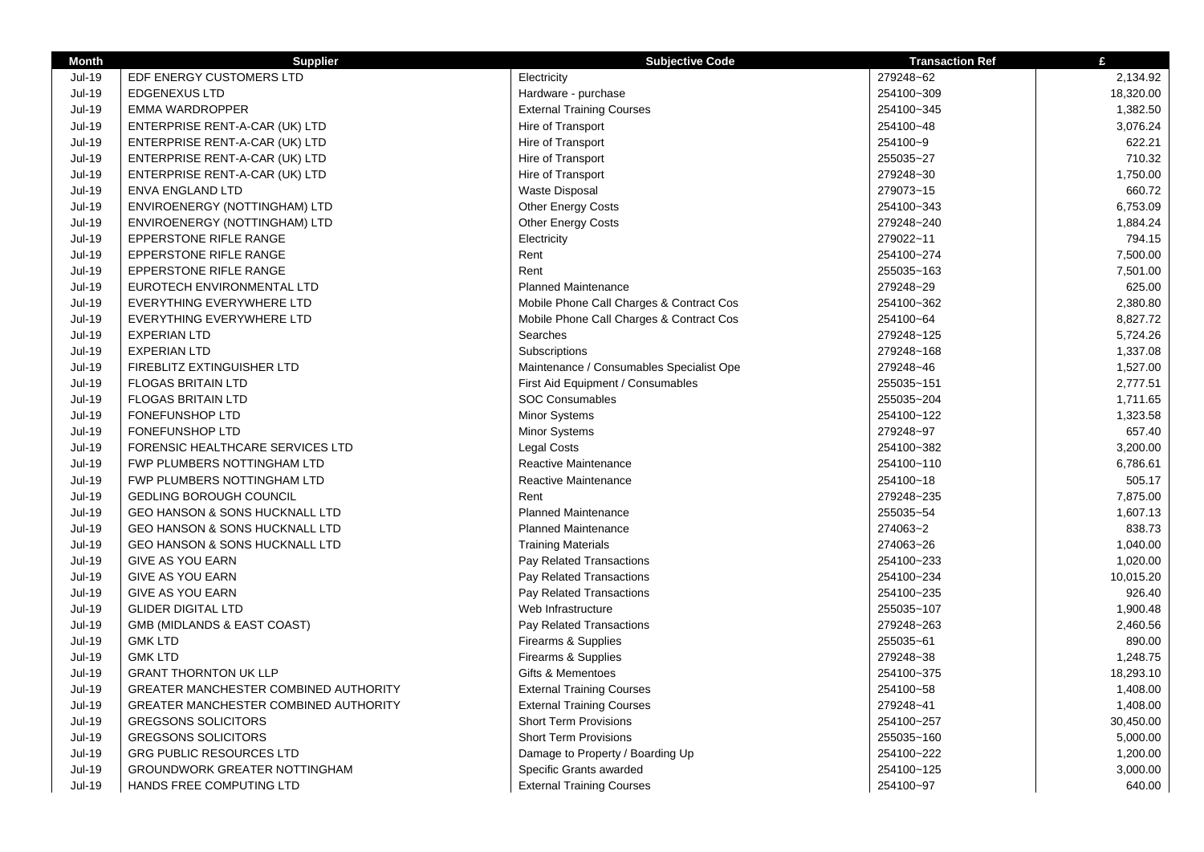| Month | Supplier | Subjective Code | Transaction Ref | £ |
|---|---|---|---|---|
| Jul-19 | EDF ENERGY CUSTOMERS LTD | Electricity | 279248~62 | 2,134.92 |
| Jul-19 | EDGENEXUS LTD | Hardware - purchase | 254100~309 | 18,320.00 |
| Jul-19 | EMMA WARDROPPER | External Training Courses | 254100~345 | 1,382.50 |
| Jul-19 | ENTERPRISE RENT-A-CAR (UK) LTD | Hire of Transport | 254100~48 | 3,076.24 |
| Jul-19 | ENTERPRISE RENT-A-CAR (UK) LTD | Hire of Transport | 254100~9 | 622.21 |
| Jul-19 | ENTERPRISE RENT-A-CAR (UK) LTD | Hire of Transport | 255035~27 | 710.32 |
| Jul-19 | ENTERPRISE RENT-A-CAR (UK) LTD | Hire of Transport | 279248~30 | 1,750.00 |
| Jul-19 | ENVA ENGLAND LTD | Waste Disposal | 279073~15 | 660.72 |
| Jul-19 | ENVIROENERGY (NOTTINGHAM) LTD | Other Energy Costs | 254100~343 | 6,753.09 |
| Jul-19 | ENVIROENERGY (NOTTINGHAM) LTD | Other Energy Costs | 279248~240 | 1,884.24 |
| Jul-19 | EPPERSTONE RIFLE RANGE | Electricity | 279022~11 | 794.15 |
| Jul-19 | EPPERSTONE RIFLE RANGE | Rent | 254100~274 | 7,500.00 |
| Jul-19 | EPPERSTONE RIFLE RANGE | Rent | 255035~163 | 7,501.00 |
| Jul-19 | EUROTECH ENVIRONMENTAL LTD | Planned Maintenance | 279248~29 | 625.00 |
| Jul-19 | EVERYTHING EVERYWHERE LTD | Mobile Phone Call Charges & Contract Cos | 254100~362 | 2,380.80 |
| Jul-19 | EVERYTHING EVERYWHERE LTD | Mobile Phone Call Charges & Contract Cos | 254100~64 | 8,827.72 |
| Jul-19 | EXPERIAN LTD | Searches | 279248~125 | 5,724.26 |
| Jul-19 | EXPERIAN LTD | Subscriptions | 279248~168 | 1,337.08 |
| Jul-19 | FIREBLITZ EXTINGUISHER LTD | Maintenance / Consumables Specialist Ope | 279248~46 | 1,527.00 |
| Jul-19 | FLOGAS BRITAIN LTD | First Aid Equipment / Consumables | 255035~151 | 2,777.51 |
| Jul-19 | FLOGAS BRITAIN LTD | SOC Consumables | 255035~204 | 1,711.65 |
| Jul-19 | FONEFUNSHOP LTD | Minor Systems | 254100~122 | 1,323.58 |
| Jul-19 | FONEFUNSHOP LTD | Minor Systems | 279248~97 | 657.40 |
| Jul-19 | FORENSIC HEALTHCARE SERVICES LTD | Legal Costs | 254100~382 | 3,200.00 |
| Jul-19 | FWP PLUMBERS NOTTINGHAM LTD | Reactive Maintenance | 254100~110 | 6,786.61 |
| Jul-19 | FWP PLUMBERS NOTTINGHAM LTD | Reactive Maintenance | 254100~18 | 505.17 |
| Jul-19 | GEDLING BOROUGH COUNCIL | Rent | 279248~235 | 7,875.00 |
| Jul-19 | GEO HANSON & SONS HUCKNALL LTD | Planned Maintenance | 255035~54 | 1,607.13 |
| Jul-19 | GEO HANSON & SONS HUCKNALL LTD | Planned Maintenance | 274063~2 | 838.73 |
| Jul-19 | GEO HANSON & SONS HUCKNALL LTD | Training Materials | 274063~26 | 1,040.00 |
| Jul-19 | GIVE AS YOU EARN | Pay Related Transactions | 254100~233 | 1,020.00 |
| Jul-19 | GIVE AS YOU EARN | Pay Related Transactions | 254100~234 | 10,015.20 |
| Jul-19 | GIVE AS YOU EARN | Pay Related Transactions | 254100~235 | 926.40 |
| Jul-19 | GLIDER DIGITAL LTD | Web Infrastructure | 255035~107 | 1,900.48 |
| Jul-19 | GMB (MIDLANDS & EAST COAST) | Pay Related Transactions | 279248~263 | 2,460.56 |
| Jul-19 | GMK LTD | Firearms & Supplies | 255035~61 | 890.00 |
| Jul-19 | GMK LTD | Firearms & Supplies | 279248~38 | 1,248.75 |
| Jul-19 | GRANT THORNTON UK LLP | Gifts & Mementoes | 254100~375 | 18,293.10 |
| Jul-19 | GREATER MANCHESTER COMBINED AUTHORITY | External Training Courses | 254100~58 | 1,408.00 |
| Jul-19 | GREATER MANCHESTER COMBINED AUTHORITY | External Training Courses | 279248~41 | 1,408.00 |
| Jul-19 | GREGSONS SOLICITORS | Short Term Provisions | 254100~257 | 30,450.00 |
| Jul-19 | GREGSONS SOLICITORS | Short Term Provisions | 255035~160 | 5,000.00 |
| Jul-19 | GRG PUBLIC RESOURCES LTD | Damage to Property / Boarding Up | 254100~222 | 1,200.00 |
| Jul-19 | GROUNDWORK GREATER NOTTINGHAM | Specific Grants awarded | 254100~125 | 3,000.00 |
| Jul-19 | HANDS FREE COMPUTING LTD | External Training Courses | 254100~97 | 640.00 |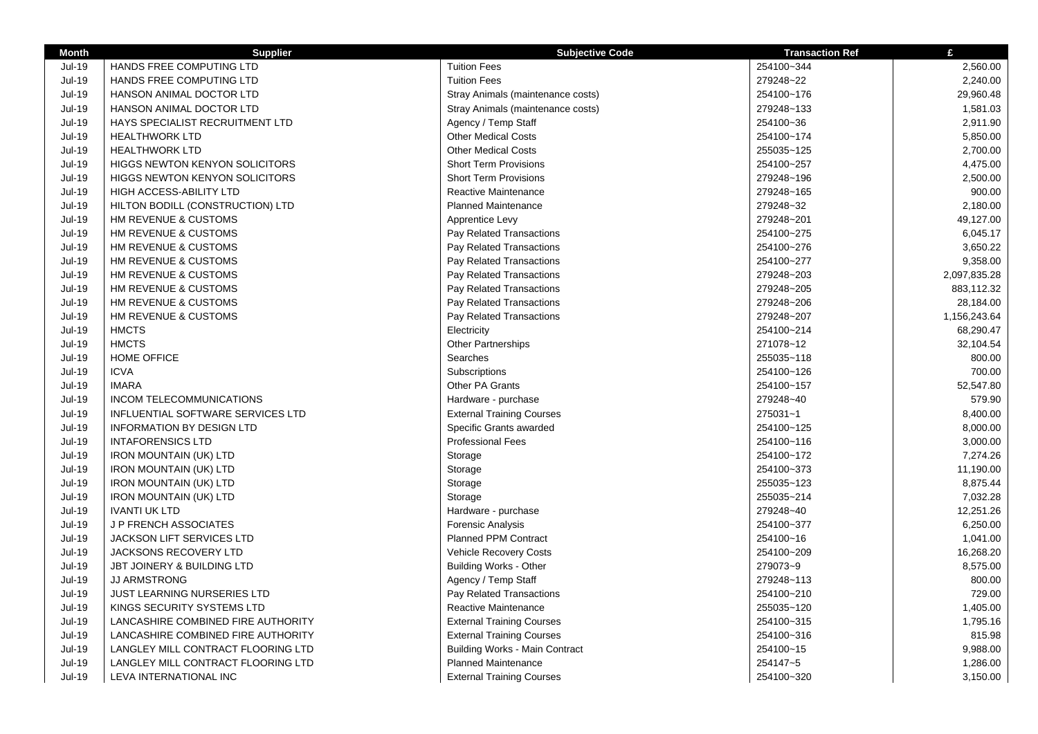| Month | Supplier | Subjective Code | Transaction Ref | £ |
|---|---|---|---|---|
| Jul-19 | HANDS FREE COMPUTING LTD | Tuition Fees | 254100~344 | 2,560.00 |
| Jul-19 | HANDS FREE COMPUTING LTD | Tuition Fees | 279248~22 | 2,240.00 |
| Jul-19 | HANSON ANIMAL DOCTOR LTD | Stray Animals (maintenance costs) | 254100~176 | 29,960.48 |
| Jul-19 | HANSON ANIMAL DOCTOR LTD | Stray Animals (maintenance costs) | 279248~133 | 1,581.03 |
| Jul-19 | HAYS SPECIALIST RECRUITMENT LTD | Agency / Temp Staff | 254100~36 | 2,911.90 |
| Jul-19 | HEALTHWORK LTD | Other Medical Costs | 254100~174 | 5,850.00 |
| Jul-19 | HEALTHWORK LTD | Other Medical Costs | 255035~125 | 2,700.00 |
| Jul-19 | HIGGS NEWTON KENYON SOLICITORS | Short Term Provisions | 254100~257 | 4,475.00 |
| Jul-19 | HIGGS NEWTON KENYON SOLICITORS | Short Term Provisions | 279248~196 | 2,500.00 |
| Jul-19 | HIGH ACCESS-ABILITY LTD | Reactive Maintenance | 279248~165 | 900.00 |
| Jul-19 | HILTON BODILL (CONSTRUCTION) LTD | Planned Maintenance | 279248~32 | 2,180.00 |
| Jul-19 | HM REVENUE & CUSTOMS | Apprentice Levy | 279248~201 | 49,127.00 |
| Jul-19 | HM REVENUE & CUSTOMS | Pay Related Transactions | 254100~275 | 6,045.17 |
| Jul-19 | HM REVENUE & CUSTOMS | Pay Related Transactions | 254100~276 | 3,650.22 |
| Jul-19 | HM REVENUE & CUSTOMS | Pay Related Transactions | 254100~277 | 9,358.00 |
| Jul-19 | HM REVENUE & CUSTOMS | Pay Related Transactions | 279248~203 | 2,097,835.28 |
| Jul-19 | HM REVENUE & CUSTOMS | Pay Related Transactions | 279248~205 | 883,112.32 |
| Jul-19 | HM REVENUE & CUSTOMS | Pay Related Transactions | 279248~206 | 28,184.00 |
| Jul-19 | HM REVENUE & CUSTOMS | Pay Related Transactions | 279248~207 | 1,156,243.64 |
| Jul-19 | HMCTS | Electricity | 254100~214 | 68,290.47 |
| Jul-19 | HMCTS | Other Partnerships | 271078~12 | 32,104.54 |
| Jul-19 | HOME OFFICE | Searches | 255035~118 | 800.00 |
| Jul-19 | ICVA | Subscriptions | 254100~126 | 700.00 |
| Jul-19 | IMARA | Other PA Grants | 254100~157 | 52,547.80 |
| Jul-19 | INCOM TELECOMMUNICATIONS | Hardware - purchase | 279248~40 | 579.90 |
| Jul-19 | INFLUENTIAL SOFTWARE SERVICES LTD | External Training Courses | 275031~1 | 8,400.00 |
| Jul-19 | INFORMATION BY DESIGN LTD | Specific Grants awarded | 254100~125 | 8,000.00 |
| Jul-19 | INTAFORENSICS LTD | Professional Fees | 254100~116 | 3,000.00 |
| Jul-19 | IRON MOUNTAIN (UK) LTD | Storage | 254100~172 | 7,274.26 |
| Jul-19 | IRON MOUNTAIN (UK) LTD | Storage | 254100~373 | 11,190.00 |
| Jul-19 | IRON MOUNTAIN (UK) LTD | Storage | 255035~123 | 8,875.44 |
| Jul-19 | IRON MOUNTAIN (UK) LTD | Storage | 255035~214 | 7,032.28 |
| Jul-19 | IVANTI UK LTD | Hardware - purchase | 279248~40 | 12,251.26 |
| Jul-19 | J P FRENCH ASSOCIATES | Forensic Analysis | 254100~377 | 6,250.00 |
| Jul-19 | JACKSON LIFT SERVICES LTD | Planned PPM Contract | 254100~16 | 1,041.00 |
| Jul-19 | JACKSONS RECOVERY LTD | Vehicle Recovery Costs | 254100~209 | 16,268.20 |
| Jul-19 | JBT JOINERY & BUILDING LTD | Building Works - Other | 279073~9 | 8,575.00 |
| Jul-19 | JJ ARMSTRONG | Agency / Temp Staff | 279248~113 | 800.00 |
| Jul-19 | JUST LEARNING NURSERIES LTD | Pay Related Transactions | 254100~210 | 729.00 |
| Jul-19 | KINGS SECURITY SYSTEMS LTD | Reactive Maintenance | 255035~120 | 1,405.00 |
| Jul-19 | LANCASHIRE COMBINED FIRE AUTHORITY | External Training Courses | 254100~315 | 1,795.16 |
| Jul-19 | LANCASHIRE COMBINED FIRE AUTHORITY | External Training Courses | 254100~316 | 815.98 |
| Jul-19 | LANGLEY MILL CONTRACT FLOORING LTD | Building Works - Main Contract | 254100~15 | 9,988.00 |
| Jul-19 | LANGLEY MILL CONTRACT FLOORING LTD | Planned Maintenance | 254147~5 | 1,286.00 |
| Jul-19 | LEVA INTERNATIONAL INC | External Training Courses | 254100~320 | 3,150.00 |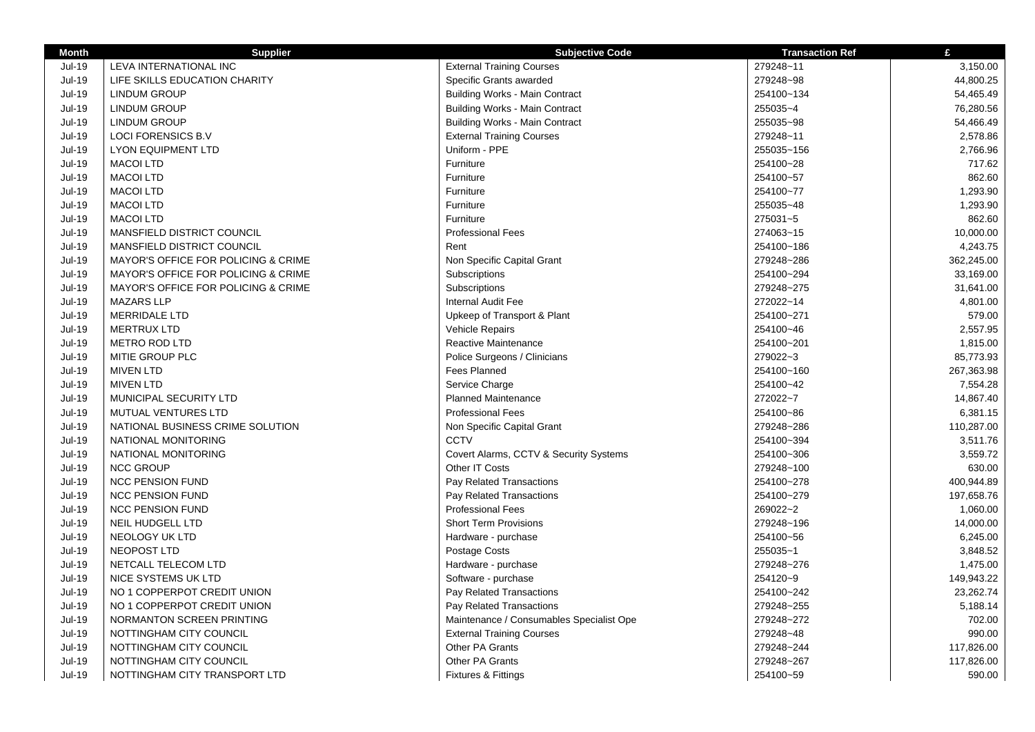| Month | Supplier | Subjective Code | Transaction Ref | £ |
|---|---|---|---|---|
| Jul-19 | LEVA INTERNATIONAL INC | External Training Courses | 279248~11 | 3,150.00 |
| Jul-19 | LIFE SKILLS EDUCATION CHARITY | Specific Grants awarded | 279248~98 | 44,800.25 |
| Jul-19 | LINDUM GROUP | Building Works - Main Contract | 254100~134 | 54,465.49 |
| Jul-19 | LINDUM GROUP | Building Works - Main Contract | 255035~4 | 76,280.56 |
| Jul-19 | LINDUM GROUP | Building Works - Main Contract | 255035~98 | 54,466.49 |
| Jul-19 | LOCI FORENSICS B.V | External Training Courses | 279248~11 | 2,578.86 |
| Jul-19 | LYON EQUIPMENT LTD | Uniform - PPE | 255035~156 | 2,766.96 |
| Jul-19 | MACOI LTD | Furniture | 254100~28 | 717.62 |
| Jul-19 | MACOI LTD | Furniture | 254100~57 | 862.60 |
| Jul-19 | MACOI LTD | Furniture | 254100~77 | 1,293.90 |
| Jul-19 | MACOI LTD | Furniture | 255035~48 | 1,293.90 |
| Jul-19 | MACOI LTD | Furniture | 275031~5 | 862.60 |
| Jul-19 | MANSFIELD DISTRICT COUNCIL | Professional Fees | 274063~15 | 10,000.00 |
| Jul-19 | MANSFIELD DISTRICT COUNCIL | Rent | 254100~186 | 4,243.75 |
| Jul-19 | MAYOR'S OFFICE FOR POLICING & CRIME | Non Specific Capital Grant | 279248~286 | 362,245.00 |
| Jul-19 | MAYOR'S OFFICE FOR POLICING & CRIME | Subscriptions | 254100~294 | 33,169.00 |
| Jul-19 | MAYOR'S OFFICE FOR POLICING & CRIME | Subscriptions | 279248~275 | 31,641.00 |
| Jul-19 | MAZARS LLP | Internal Audit Fee | 272022~14 | 4,801.00 |
| Jul-19 | MERRIDALE LTD | Upkeep of Transport & Plant | 254100~271 | 579.00 |
| Jul-19 | MERTRUX LTD | Vehicle Repairs | 254100~46 | 2,557.95 |
| Jul-19 | METRO ROD LTD | Reactive Maintenance | 254100~201 | 1,815.00 |
| Jul-19 | MITIE GROUP PLC | Police Surgeons / Clinicians | 279022~3 | 85,773.93 |
| Jul-19 | MIVEN LTD | Fees Planned | 254100~160 | 267,363.98 |
| Jul-19 | MIVEN LTD | Service Charge | 254100~42 | 7,554.28 |
| Jul-19 | MUNICIPAL SECURITY LTD | Planned Maintenance | 272022~7 | 14,867.40 |
| Jul-19 | MUTUAL VENTURES LTD | Professional Fees | 254100~86 | 6,381.15 |
| Jul-19 | NATIONAL BUSINESS CRIME SOLUTION | Non Specific Capital Grant | 279248~286 | 110,287.00 |
| Jul-19 | NATIONAL MONITORING | CCTV | 254100~394 | 3,511.76 |
| Jul-19 | NATIONAL MONITORING | Covert Alarms, CCTV & Security Systems | 254100~306 | 3,559.72 |
| Jul-19 | NCC GROUP | Other IT Costs | 279248~100 | 630.00 |
| Jul-19 | NCC PENSION FUND | Pay Related Transactions | 254100~278 | 400,944.89 |
| Jul-19 | NCC PENSION FUND | Pay Related Transactions | 254100~279 | 197,658.76 |
| Jul-19 | NCC PENSION FUND | Professional Fees | 269022~2 | 1,060.00 |
| Jul-19 | NEIL HUDGELL LTD | Short Term Provisions | 279248~196 | 14,000.00 |
| Jul-19 | NEOLOGY UK LTD | Hardware - purchase | 254100~56 | 6,245.00 |
| Jul-19 | NEOPOST LTD | Postage Costs | 255035~1 | 3,848.52 |
| Jul-19 | NETCALL TELECOM LTD | Hardware - purchase | 279248~276 | 1,475.00 |
| Jul-19 | NICE SYSTEMS UK LTD | Software - purchase | 254120~9 | 149,943.22 |
| Jul-19 | NO 1 COPPERPOT CREDIT UNION | Pay Related Transactions | 254100~242 | 23,262.74 |
| Jul-19 | NO 1 COPPERPOT CREDIT UNION | Pay Related Transactions | 279248~255 | 5,188.14 |
| Jul-19 | NORMANTON SCREEN PRINTING | Maintenance / Consumables Specialist Ope | 279248~272 | 702.00 |
| Jul-19 | NOTTINGHAM CITY COUNCIL | External Training Courses | 279248~48 | 990.00 |
| Jul-19 | NOTTINGHAM CITY COUNCIL | Other PA Grants | 279248~244 | 117,826.00 |
| Jul-19 | NOTTINGHAM CITY COUNCIL | Other PA Grants | 279248~267 | 117,826.00 |
| Jul-19 | NOTTINGHAM CITY TRANSPORT LTD | Fixtures & Fittings | 254100~59 | 590.00 |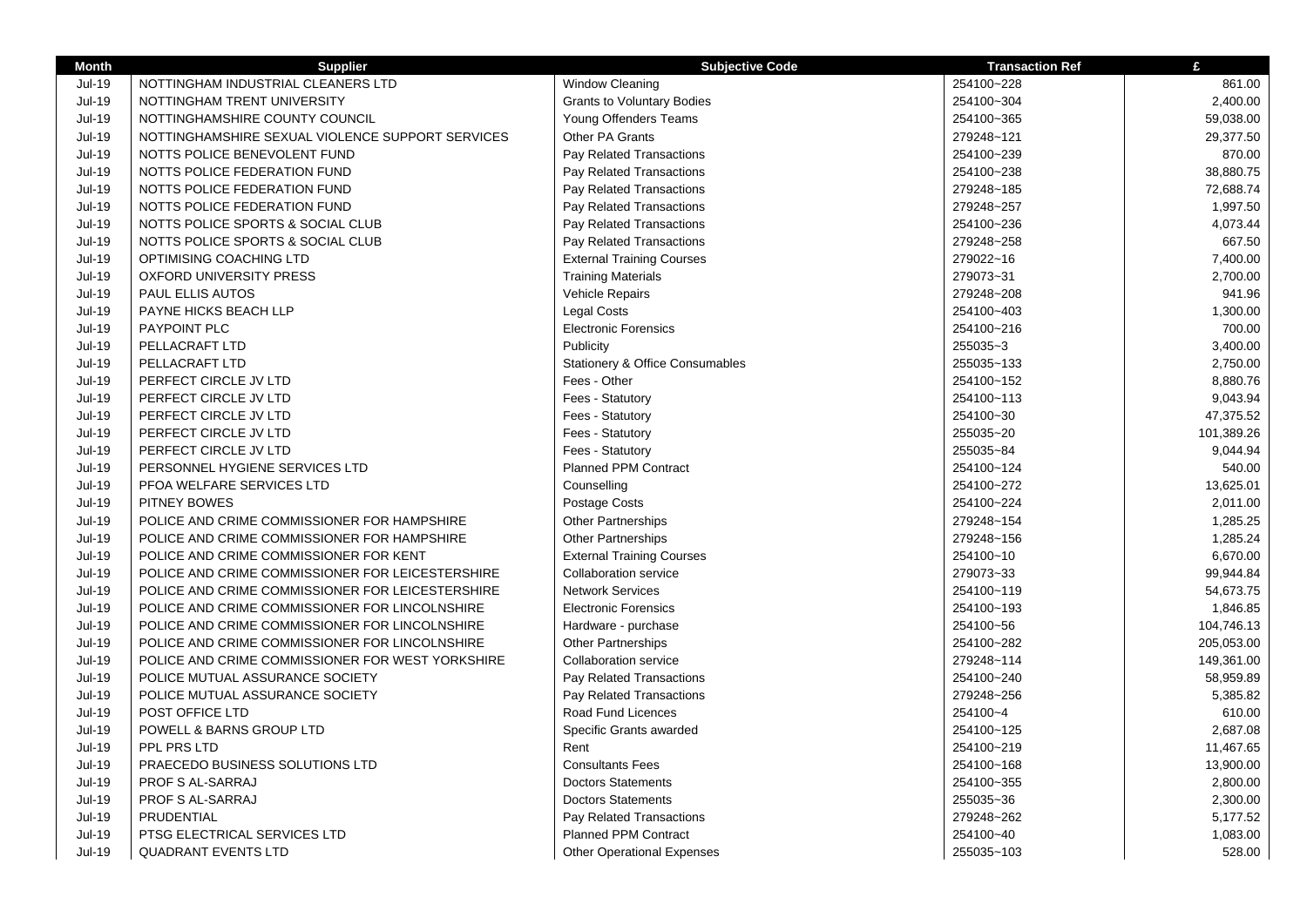| Month | Supplier | Subjective Code | Transaction Ref | £ |
|---|---|---|---|---|
| Jul-19 | NOTTINGHAM INDUSTRIAL CLEANERS LTD | Window Cleaning | 254100~228 | 861.00 |
| Jul-19 | NOTTINGHAM TRENT UNIVERSITY | Grants to Voluntary Bodies | 254100~304 | 2,400.00 |
| Jul-19 | NOTTINGHAMSHIRE COUNTY COUNCIL | Young Offenders Teams | 254100~365 | 59,038.00 |
| Jul-19 | NOTTINGHAMSHIRE SEXUAL VIOLENCE SUPPORT SERVICES | Other PA Grants | 279248~121 | 29,377.50 |
| Jul-19 | NOTTS POLICE BENEVOLENT FUND | Pay Related Transactions | 254100~239 | 870.00 |
| Jul-19 | NOTTS POLICE FEDERATION FUND | Pay Related Transactions | 254100~238 | 38,880.75 |
| Jul-19 | NOTTS POLICE FEDERATION FUND | Pay Related Transactions | 279248~185 | 72,688.74 |
| Jul-19 | NOTTS POLICE FEDERATION FUND | Pay Related Transactions | 279248~257 | 1,997.50 |
| Jul-19 | NOTTS POLICE SPORTS & SOCIAL CLUB | Pay Related Transactions | 254100~236 | 4,073.44 |
| Jul-19 | NOTTS POLICE SPORTS & SOCIAL CLUB | Pay Related Transactions | 279248~258 | 667.50 |
| Jul-19 | OPTIMISING COACHING LTD | External Training Courses | 279022~16 | 7,400.00 |
| Jul-19 | OXFORD UNIVERSITY PRESS | Training Materials | 279073~31 | 2,700.00 |
| Jul-19 | PAUL ELLIS AUTOS | Vehicle Repairs | 279248~208 | 941.96 |
| Jul-19 | PAYNE HICKS BEACH LLP | Legal Costs | 254100~403 | 1,300.00 |
| Jul-19 | PAYPOINT PLC | Electronic Forensics | 254100~216 | 700.00 |
| Jul-19 | PELLACRAFT LTD | Publicity | 255035~3 | 3,400.00 |
| Jul-19 | PELLACRAFT LTD | Stationery & Office Consumables | 255035~133 | 2,750.00 |
| Jul-19 | PERFECT CIRCLE JV LTD | Fees - Other | 254100~152 | 8,880.76 |
| Jul-19 | PERFECT CIRCLE JV LTD | Fees - Statutory | 254100~113 | 9,043.94 |
| Jul-19 | PERFECT CIRCLE JV LTD | Fees - Statutory | 254100~30 | 47,375.52 |
| Jul-19 | PERFECT CIRCLE JV LTD | Fees - Statutory | 255035~20 | 101,389.26 |
| Jul-19 | PERFECT CIRCLE JV LTD | Fees - Statutory | 255035~84 | 9,044.94 |
| Jul-19 | PERSONNEL HYGIENE SERVICES LTD | Planned PPM Contract | 254100~124 | 540.00 |
| Jul-19 | PFOA WELFARE SERVICES LTD | Counselling | 254100~272 | 13,625.01 |
| Jul-19 | PITNEY BOWES | Postage Costs | 254100~224 | 2,011.00 |
| Jul-19 | POLICE AND CRIME COMMISSIONER FOR HAMPSHIRE | Other Partnerships | 279248~154 | 1,285.25 |
| Jul-19 | POLICE AND CRIME COMMISSIONER FOR HAMPSHIRE | Other Partnerships | 279248~156 | 1,285.24 |
| Jul-19 | POLICE AND CRIME COMMISSIONER FOR KENT | External Training Courses | 254100~10 | 6,670.00 |
| Jul-19 | POLICE AND CRIME COMMISSIONER FOR LEICESTERSHIRE | Collaboration service | 279073~33 | 99,944.84 |
| Jul-19 | POLICE AND CRIME COMMISSIONER FOR LEICESTERSHIRE | Network Services | 254100~119 | 54,673.75 |
| Jul-19 | POLICE AND CRIME COMMISSIONER FOR LINCOLNSHIRE | Electronic Forensics | 254100~193 | 1,846.85 |
| Jul-19 | POLICE AND CRIME COMMISSIONER FOR LINCOLNSHIRE | Hardware - purchase | 254100~56 | 104,746.13 |
| Jul-19 | POLICE AND CRIME COMMISSIONER FOR LINCOLNSHIRE | Other Partnerships | 254100~282 | 205,053.00 |
| Jul-19 | POLICE AND CRIME COMMISSIONER FOR WEST YORKSHIRE | Collaboration service | 279248~114 | 149,361.00 |
| Jul-19 | POLICE MUTUAL ASSURANCE SOCIETY | Pay Related Transactions | 254100~240 | 58,959.89 |
| Jul-19 | POLICE MUTUAL ASSURANCE SOCIETY | Pay Related Transactions | 279248~256 | 5,385.82 |
| Jul-19 | POST OFFICE LTD | Road Fund Licences | 254100~4 | 610.00 |
| Jul-19 | POWELL & BARNS GROUP LTD | Specific Grants awarded | 254100~125 | 2,687.08 |
| Jul-19 | PPL PRS LTD | Rent | 254100~219 | 11,467.65 |
| Jul-19 | PRAECEDO BUSINESS SOLUTIONS LTD | Consultants Fees | 254100~168 | 13,900.00 |
| Jul-19 | PROF S AL-SARRAJ | Doctors Statements | 254100~355 | 2,800.00 |
| Jul-19 | PROF S AL-SARRAJ | Doctors Statements | 255035~36 | 2,300.00 |
| Jul-19 | PRUDENTIAL | Pay Related Transactions | 279248~262 | 5,177.52 |
| Jul-19 | PTSG ELECTRICAL SERVICES LTD | Planned PPM Contract | 254100~40 | 1,083.00 |
| Jul-19 | QUADRANT EVENTS LTD | Other Operational Expenses | 255035~103 | 528.00 |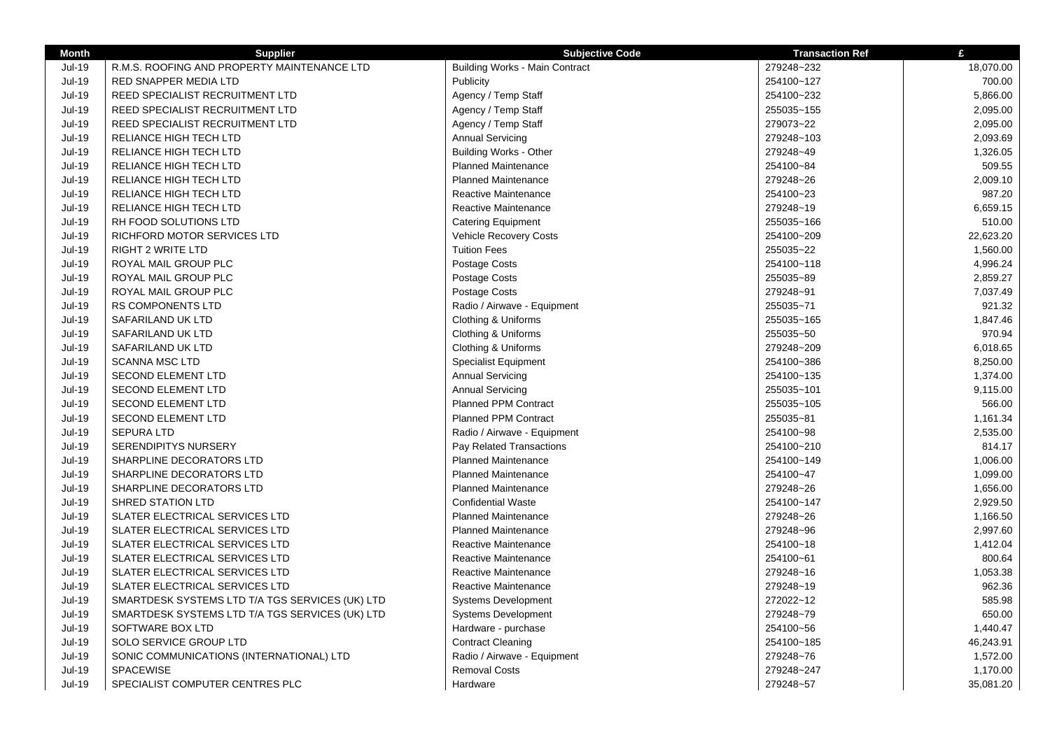| Month | Supplier | Subjective Code | Transaction Ref | £ |
|---|---|---|---|---|
| Jul-19 | R.M.S. ROOFING AND PROPERTY MAINTENANCE LTD | Building Works - Main Contract | 279248~232 | 18,070.00 |
| Jul-19 | RED SNAPPER MEDIA LTD | Publicity | 254100~127 | 700.00 |
| Jul-19 | REED SPECIALIST RECRUITMENT LTD | Agency / Temp Staff | 254100~232 | 5,866.00 |
| Jul-19 | REED SPECIALIST RECRUITMENT LTD | Agency / Temp Staff | 255035~155 | 2,095.00 |
| Jul-19 | REED SPECIALIST RECRUITMENT LTD | Agency / Temp Staff | 279073~22 | 2,095.00 |
| Jul-19 | RELIANCE HIGH TECH LTD | Annual Servicing | 279248~103 | 2,093.69 |
| Jul-19 | RELIANCE HIGH TECH LTD | Building Works - Other | 279248~49 | 1,326.05 |
| Jul-19 | RELIANCE HIGH TECH LTD | Planned Maintenance | 254100~84 | 509.55 |
| Jul-19 | RELIANCE HIGH TECH LTD | Planned Maintenance | 279248~26 | 2,009.10 |
| Jul-19 | RELIANCE HIGH TECH LTD | Reactive Maintenance | 254100~23 | 987.20 |
| Jul-19 | RELIANCE HIGH TECH LTD | Reactive Maintenance | 279248~19 | 6,659.15 |
| Jul-19 | RH FOOD SOLUTIONS LTD | Catering Equipment | 255035~166 | 510.00 |
| Jul-19 | RICHFORD MOTOR SERVICES LTD | Vehicle Recovery Costs | 254100~209 | 22,623.20 |
| Jul-19 | RIGHT 2 WRITE LTD | Tuition Fees | 255035~22 | 1,560.00 |
| Jul-19 | ROYAL MAIL GROUP PLC | Postage Costs | 254100~118 | 4,996.24 |
| Jul-19 | ROYAL MAIL GROUP PLC | Postage Costs | 255035~89 | 2,859.27 |
| Jul-19 | ROYAL MAIL GROUP PLC | Postage Costs | 279248~91 | 7,037.49 |
| Jul-19 | RS COMPONENTS LTD | Radio / Airwave - Equipment | 255035~71 | 921.32 |
| Jul-19 | SAFARILAND UK LTD | Clothing & Uniforms | 255035~165 | 1,847.46 |
| Jul-19 | SAFARILAND UK LTD | Clothing & Uniforms | 255035~50 | 970.94 |
| Jul-19 | SAFARILAND UK LTD | Clothing & Uniforms | 279248~209 | 6,018.65 |
| Jul-19 | SCANNA MSC LTD | Specialist Equipment | 254100~386 | 8,250.00 |
| Jul-19 | SECOND ELEMENT LTD | Annual Servicing | 254100~135 | 1,374.00 |
| Jul-19 | SECOND ELEMENT LTD | Annual Servicing | 255035~101 | 9,115.00 |
| Jul-19 | SECOND ELEMENT LTD | Planned PPM Contract | 255035~105 | 566.00 |
| Jul-19 | SECOND ELEMENT LTD | Planned PPM Contract | 255035~81 | 1,161.34 |
| Jul-19 | SEPURA LTD | Radio / Airwave - Equipment | 254100~98 | 2,535.00 |
| Jul-19 | SERENDIPITYS NURSERY | Pay Related Transactions | 254100~210 | 814.17 |
| Jul-19 | SHARPLINE DECORATORS LTD | Planned Maintenance | 254100~149 | 1,006.00 |
| Jul-19 | SHARPLINE DECORATORS LTD | Planned Maintenance | 254100~47 | 1,099.00 |
| Jul-19 | SHARPLINE DECORATORS LTD | Planned Maintenance | 279248~26 | 1,656.00 |
| Jul-19 | SHRED STATION LTD | Confidential Waste | 254100~147 | 2,929.50 |
| Jul-19 | SLATER ELECTRICAL SERVICES LTD | Planned Maintenance | 279248~26 | 1,166.50 |
| Jul-19 | SLATER ELECTRICAL SERVICES LTD | Planned Maintenance | 279248~96 | 2,997.60 |
| Jul-19 | SLATER ELECTRICAL SERVICES LTD | Reactive Maintenance | 254100~18 | 1,412.04 |
| Jul-19 | SLATER ELECTRICAL SERVICES LTD | Reactive Maintenance | 254100~61 | 800.64 |
| Jul-19 | SLATER ELECTRICAL SERVICES LTD | Reactive Maintenance | 279248~16 | 1,053.38 |
| Jul-19 | SLATER ELECTRICAL SERVICES LTD | Reactive Maintenance | 279248~19 | 962.36 |
| Jul-19 | SMARTDESK SYSTEMS LTD T/A TGS SERVICES (UK) LTD | Systems Development | 272022~12 | 585.98 |
| Jul-19 | SMARTDESK SYSTEMS LTD T/A TGS SERVICES (UK) LTD | Systems Development | 279248~79 | 650.00 |
| Jul-19 | SOFTWARE BOX LTD | Hardware - purchase | 254100~56 | 1,440.47 |
| Jul-19 | SOLO SERVICE GROUP LTD | Contract Cleaning | 254100~185 | 46,243.91 |
| Jul-19 | SONIC COMMUNICATIONS (INTERNATIONAL) LTD | Radio / Airwave - Equipment | 279248~76 | 1,572.00 |
| Jul-19 | SPACEWISE | Removal Costs | 279248~247 | 1,170.00 |
| Jul-19 | SPECIALIST COMPUTER CENTRES PLC | Hardware | 279248~57 | 35,081.20 |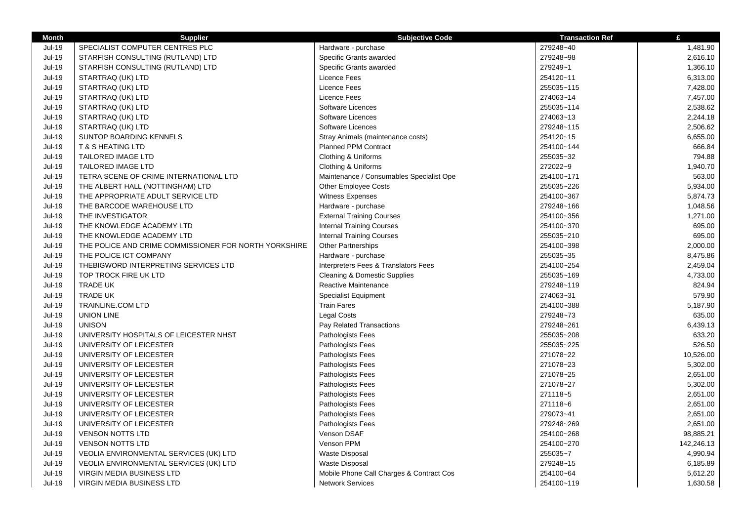| Month | Supplier | Subjective Code | Transaction Ref | £ |
|---|---|---|---|---|
| Jul-19 | SPECIALIST COMPUTER CENTRES PLC | Hardware - purchase | 279248~40 | 1,481.90 |
| Jul-19 | STARFISH CONSULTING (RUTLAND) LTD | Specific Grants awarded | 279248~98 | 2,616.10 |
| Jul-19 | STARFISH CONSULTING (RUTLAND) LTD | Specific Grants awarded | 279249~1 | 1,366.10 |
| Jul-19 | STARTRAQ (UK) LTD | Licence Fees | 254120~11 | 6,313.00 |
| Jul-19 | STARTRAQ (UK) LTD | Licence Fees | 255035~115 | 7,428.00 |
| Jul-19 | STARTRAQ (UK) LTD | Licence Fees | 274063~14 | 7,457.00 |
| Jul-19 | STARTRAQ (UK) LTD | Software Licences | 255035~114 | 2,538.62 |
| Jul-19 | STARTRAQ (UK) LTD | Software Licences | 274063~13 | 2,244.18 |
| Jul-19 | STARTRAQ (UK) LTD | Software Licences | 279248~115 | 2,506.62 |
| Jul-19 | SUNTOP BOARDING KENNELS | Stray Animals (maintenance costs) | 254120~15 | 6,655.00 |
| Jul-19 | T & S HEATING LTD | Planned PPM Contract | 254100~144 | 666.84 |
| Jul-19 | TAILORED IMAGE LTD | Clothing & Uniforms | 255035~32 | 794.88 |
| Jul-19 | TAILORED IMAGE LTD | Clothing & Uniforms | 272022~9 | 1,940.70 |
| Jul-19 | TETRA SCENE OF CRIME INTERNATIONAL LTD | Maintenance / Consumables Specialist Ope | 254100~171 | 563.00 |
| Jul-19 | THE ALBERT HALL (NOTTINGHAM) LTD | Other Employee Costs | 255035~226 | 5,934.00 |
| Jul-19 | THE APPROPRIATE ADULT SERVICE LTD | Witness Expenses | 254100~367 | 5,874.73 |
| Jul-19 | THE BARCODE WAREHOUSE LTD | Hardware - purchase | 279248~166 | 1,048.56 |
| Jul-19 | THE INVESTIGATOR | External Training Courses | 254100~356 | 1,271.00 |
| Jul-19 | THE KNOWLEDGE ACADEMY LTD | Internal Training Courses | 254100~370 | 695.00 |
| Jul-19 | THE KNOWLEDGE ACADEMY LTD | Internal Training Courses | 255035~210 | 695.00 |
| Jul-19 | THE POLICE AND CRIME COMMISSIONER FOR NORTH YORKSHIRE | Other Partnerships | 254100~398 | 2,000.00 |
| Jul-19 | THE POLICE ICT COMPANY | Hardware - purchase | 255035~35 | 8,475.86 |
| Jul-19 | THEBIGWORD INTERPRETING SERVICES LTD | Interpreters Fees & Translators Fees | 254100~254 | 2,459.04 |
| Jul-19 | TOP TROCK FIRE UK LTD | Cleaning & Domestic Supplies | 255035~169 | 4,733.00 |
| Jul-19 | TRADE UK | Reactive Maintenance | 279248~119 | 824.94 |
| Jul-19 | TRADE UK | Specialist Equipment | 274063~31 | 579.90 |
| Jul-19 | TRAINLINE.COM LTD | Train Fares | 254100~388 | 5,187.90 |
| Jul-19 | UNION LINE | Legal Costs | 279248~73 | 635.00 |
| Jul-19 | UNISON | Pay Related Transactions | 279248~261 | 6,439.13 |
| Jul-19 | UNIVERSITY HOSPITALS OF LEICESTER NHST | Pathologists Fees | 255035~208 | 633.20 |
| Jul-19 | UNIVERSITY OF LEICESTER | Pathologists Fees | 255035~225 | 526.50 |
| Jul-19 | UNIVERSITY OF LEICESTER | Pathologists Fees | 271078~22 | 10,526.00 |
| Jul-19 | UNIVERSITY OF LEICESTER | Pathologists Fees | 271078~23 | 5,302.00 |
| Jul-19 | UNIVERSITY OF LEICESTER | Pathologists Fees | 271078~25 | 2,651.00 |
| Jul-19 | UNIVERSITY OF LEICESTER | Pathologists Fees | 271078~27 | 5,302.00 |
| Jul-19 | UNIVERSITY OF LEICESTER | Pathologists Fees | 271118~5 | 2,651.00 |
| Jul-19 | UNIVERSITY OF LEICESTER | Pathologists Fees | 271118~6 | 2,651.00 |
| Jul-19 | UNIVERSITY OF LEICESTER | Pathologists Fees | 279073~41 | 2,651.00 |
| Jul-19 | UNIVERSITY OF LEICESTER | Pathologists Fees | 279248~269 | 2,651.00 |
| Jul-19 | VENSON NOTTS LTD | Venson DSAF | 254100~268 | 98,885.21 |
| Jul-19 | VENSON NOTTS LTD | Venson PPM | 254100~270 | 142,246.13 |
| Jul-19 | VEOLIA ENVIRONMENTAL SERVICES (UK) LTD | Waste Disposal | 255035~7 | 4,990.94 |
| Jul-19 | VEOLIA ENVIRONMENTAL SERVICES (UK) LTD | Waste Disposal | 279248~15 | 6,185.89 |
| Jul-19 | VIRGIN MEDIA BUSINESS LTD | Mobile Phone Call Charges & Contract Cos | 254100~64 | 5,612.20 |
| Jul-19 | VIRGIN MEDIA BUSINESS LTD | Network Services | 254100~119 | 1,630.58 |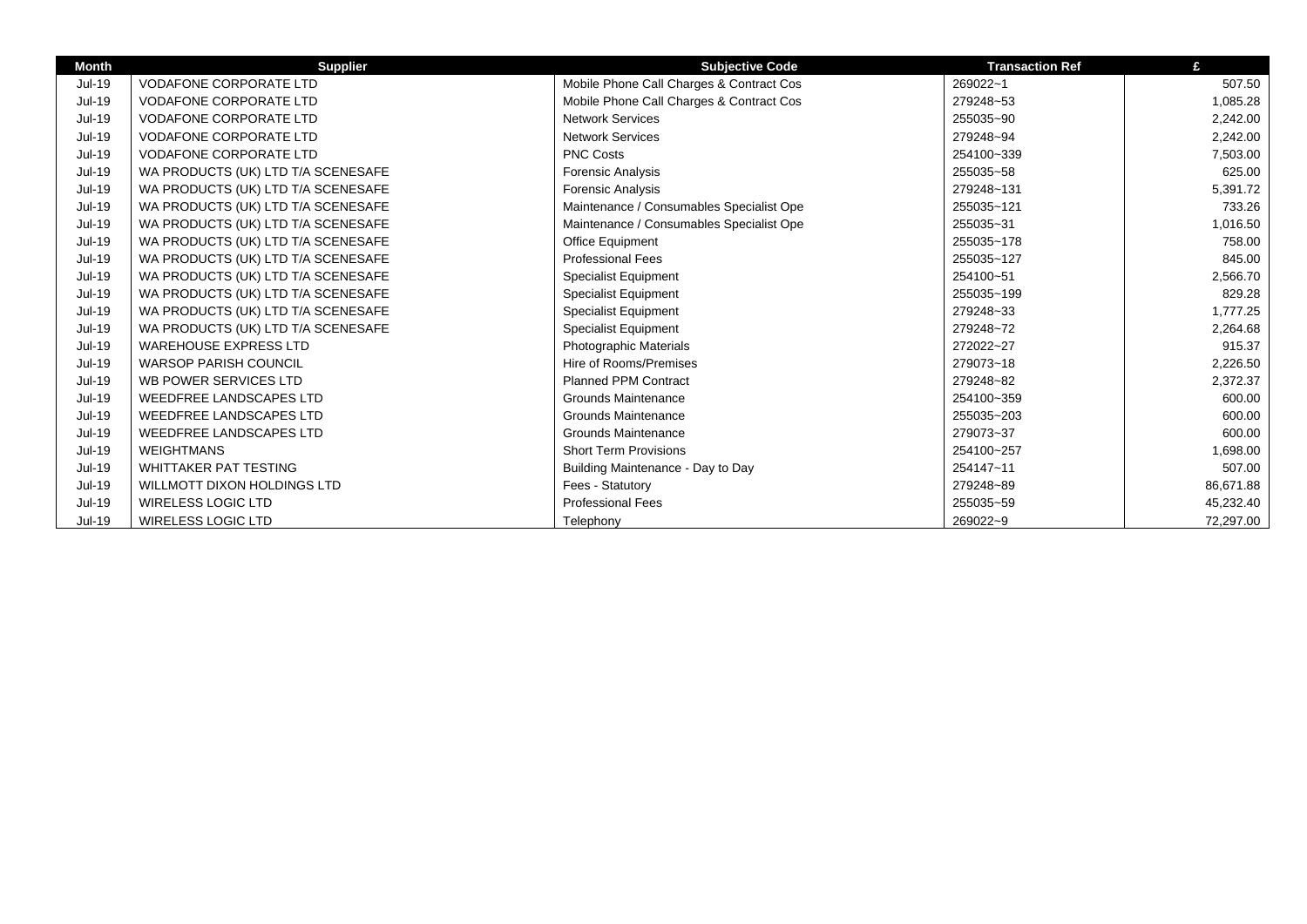| Month | Supplier | Subjective Code | Transaction Ref | £ |
|---|---|---|---|---|
| Jul-19 | VODAFONE CORPORATE LTD | Mobile Phone Call Charges & Contract Cos | 269022~1 | 507.50 |
| Jul-19 | VODAFONE CORPORATE LTD | Mobile Phone Call Charges & Contract Cos | 279248~53 | 1,085.28 |
| Jul-19 | VODAFONE CORPORATE LTD | Network Services | 255035~90 | 2,242.00 |
| Jul-19 | VODAFONE CORPORATE LTD | Network Services | 279248~94 | 2,242.00 |
| Jul-19 | VODAFONE CORPORATE LTD | PNC Costs | 254100~339 | 7,503.00 |
| Jul-19 | WA PRODUCTS (UK) LTD T/A SCENESAFE | Forensic Analysis | 255035~58 | 625.00 |
| Jul-19 | WA PRODUCTS (UK) LTD T/A SCENESAFE | Forensic Analysis | 279248~131 | 5,391.72 |
| Jul-19 | WA PRODUCTS (UK) LTD T/A SCENESAFE | Maintenance / Consumables Specialist Ope | 255035~121 | 733.26 |
| Jul-19 | WA PRODUCTS (UK) LTD T/A SCENESAFE | Maintenance / Consumables Specialist Ope | 255035~31 | 1,016.50 |
| Jul-19 | WA PRODUCTS (UK) LTD T/A SCENESAFE | Office Equipment | 255035~178 | 758.00 |
| Jul-19 | WA PRODUCTS (UK) LTD T/A SCENESAFE | Professional Fees | 255035~127 | 845.00 |
| Jul-19 | WA PRODUCTS (UK) LTD T/A SCENESAFE | Specialist Equipment | 254100~51 | 2,566.70 |
| Jul-19 | WA PRODUCTS (UK) LTD T/A SCENESAFE | Specialist Equipment | 255035~199 | 829.28 |
| Jul-19 | WA PRODUCTS (UK) LTD T/A SCENESAFE | Specialist Equipment | 279248~33 | 1,777.25 |
| Jul-19 | WA PRODUCTS (UK) LTD T/A SCENESAFE | Specialist Equipment | 279248~72 | 2,264.68 |
| Jul-19 | WAREHOUSE EXPRESS LTD | Photographic Materials | 272022~27 | 915.37 |
| Jul-19 | WARSOP PARISH COUNCIL | Hire of Rooms/Premises | 279073~18 | 2,226.50 |
| Jul-19 | WB POWER SERVICES LTD | Planned PPM Contract | 279248~82 | 2,372.37 |
| Jul-19 | WEEDFREE LANDSCAPES LTD | Grounds Maintenance | 254100~359 | 600.00 |
| Jul-19 | WEEDFREE LANDSCAPES LTD | Grounds Maintenance | 255035~203 | 600.00 |
| Jul-19 | WEEDFREE LANDSCAPES LTD | Grounds Maintenance | 279073~37 | 600.00 |
| Jul-19 | WEIGHTMANS | Short Term Provisions | 254100~257 | 1,698.00 |
| Jul-19 | WHITTAKER PAT TESTING | Building Maintenance - Day to Day | 254147~11 | 507.00 |
| Jul-19 | WILLMOTT DIXON HOLDINGS LTD | Fees - Statutory | 279248~89 | 86,671.88 |
| Jul-19 | WIRELESS LOGIC LTD | Professional Fees | 255035~59 | 45,232.40 |
| Jul-19 | WIRELESS LOGIC LTD | Telephony | 269022~9 | 72,297.00 |